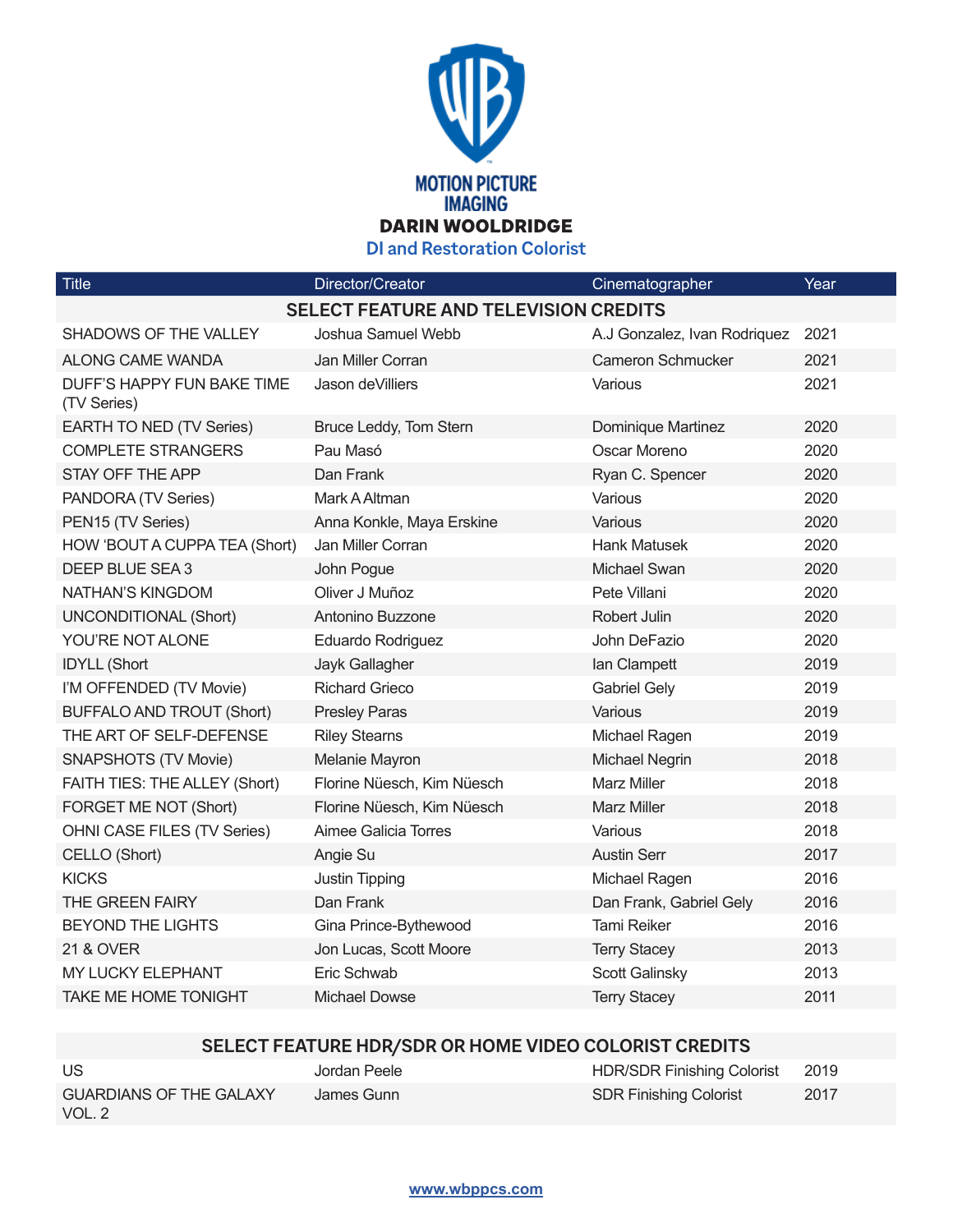MOTION PICTURE IMAGING

# DARIN WOOLDRIDGE

## DI and Restoration Colorist

| Title | Director/Creator | Cinematographer | Year |
|---|---|---|---|
| **SELECT FEATURE AND TELEVISION CREDITS** | | | |
| SHADOWS OF THE VALLEY | Joshua Samuel Webb | A.J Gonzalez, Ivan Rodriquez | 2021 |
| ALONG CAME WANDA | Jan Miller Corran | Cameron Schmucker | 2021 |
| DUFF'S HAPPY FUN BAKE TIME (TV Series) | Jason deVilliers | Various | 2021 |
| EARTH TO NED (TV Series) | Bruce Leddy, Tom Stern | Dominique Martinez | 2020 |
| COMPLETE STRANGERS | Pau Masó | Oscar Moreno | 2020 |
| STAY OFF THE APP | Dan Frank | Ryan C. Spencer | 2020 |
| PANDORA (TV Series) | Mark A Altman | Various | 2020 |
| PEN15 (TV Series) | Anna Konkle, Maya Erskine | Various | 2020 |
| HOW 'BOUT A CUPPA TEA (Short) | Jan Miller Corran | Hank Matusek | 2020 |
| DEEP BLUE SEA 3 | John Pogue | Michael Swan | 2020 |
| NATHAN'S KINGDOM | Oliver J Muñoz | Pete Villani | 2020 |
| UNCONDITIONAL (Short) | Antonino Buzzone | Robert Julin | 2020 |
| YOU'RE NOT ALONE | Eduardo Rodriguez | John DeFazio | 2020 |
| IDYLL (Short | Jayk Gallagher | Ian Clampett | 2019 |
| I'M OFFENDED (TV Movie) | Richard Grieco | Gabriel Gely | 2019 |
| BUFFALO AND TROUT (Short) | Presley Paras | Various | 2019 |
| THE ART OF SELF-DEFENSE | Riley Stearns | Michael Ragen | 2019 |
| SNAPSHOTS (TV Movie) | Melanie Mayron | Michael Negrin | 2018 |
| FAITH TIES: THE ALLEY (Short) | Florine Nüesch, Kim Nüesch | Marz Miller | 2018 |
| FORGET ME NOT (Short) | Florine Nüesch, Kim Nüesch | Marz Miller | 2018 |
| OHNI CASE FILES (TV Series) | Aimee Galicia Torres | Various | 2018 |
| CELLO (Short) | Angie Su | Austin Serr | 2017 |
| KICKS | Justin Tipping | Michael Ragen | 2016 |
| THE GREEN FAIRY | Dan Frank | Dan Frank, Gabriel Gely | 2016 |
| BEYOND THE LIGHTS | Gina Prince-Bythewood | Tami Reiker | 2016 |
| 21 & OVER | Jon Lucas, Scott Moore | Terry Stacey | 2013 |
| MY LUCKY ELEPHANT | Eric Schwab | Scott Galinsky | 2013 |
| TAKE ME HOME TONIGHT | Michael Dowse | Terry Stacey | 2011 |

| **SELECT FEATURE HDR/SDR OR HOME VIDEO COLORIST CREDITS** | | | |
|---|---|---|---|
| US | Jordan Peele | HDR/SDR Finishing Colorist | 2019 |
| GUARDIANS OF THE GALAXY VOL. 2 | James Gunn | SDR Finishing Colorist | 2017 |

www.wbppcs.com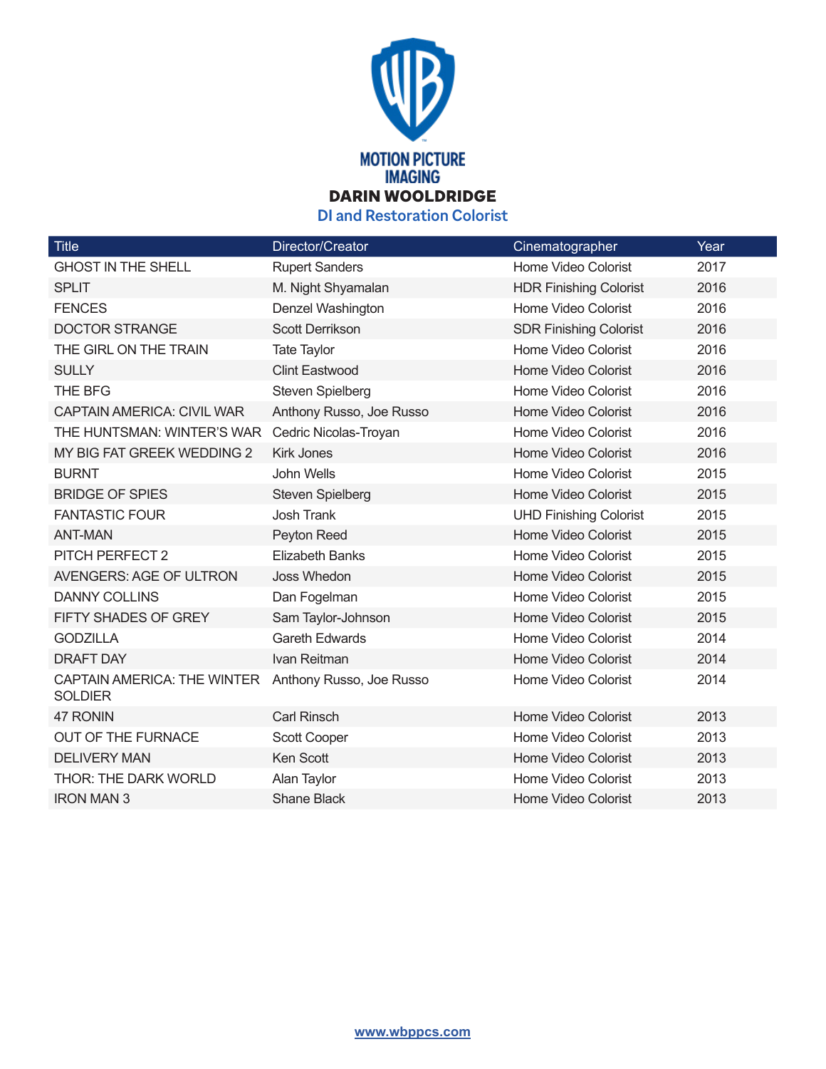MOTION PICTURE IMAGING

# DARIN WOOLDRIDGE

## DI and Restoration Colorist

| Title | Director/Creator | Cinematographer | Year |
|---|---|---|---|
| GHOST IN THE SHELL | Rupert Sanders | Home Video Colorist | 2017 |
| SPLIT | M. Night Shyamalan | HDR Finishing Colorist | 2016 |
| FENCES | Denzel Washington | Home Video Colorist | 2016 |
| DOCTOR STRANGE | Scott Derrikson | SDR Finishing Colorist | 2016 |
| THE GIRL ON THE TRAIN | Tate Taylor | Home Video Colorist | 2016 |
| SULLY | Clint Eastwood | Home Video Colorist | 2016 |
| THE BFG | Steven Spielberg | Home Video Colorist | 2016 |
| CAPTAIN AMERICA: CIVIL WAR | Anthony Russo, Joe Russo | Home Video Colorist | 2016 |
| THE HUNTSMAN: WINTER'S WAR | Cedric Nicolas-Troyan | Home Video Colorist | 2016 |
| MY BIG FAT GREEK WEDDING 2 | Kirk Jones | Home Video Colorist | 2016 |
| BURNT | John Wells | Home Video Colorist | 2015 |
| BRIDGE OF SPIES | Steven Spielberg | Home Video Colorist | 2015 |
| FANTASTIC FOUR | Josh Trank | UHD Finishing Colorist | 2015 |
| ANT-MAN | Peyton Reed | Home Video Colorist | 2015 |
| PITCH PERFECT 2 | Elizabeth Banks | Home Video Colorist | 2015 |
| AVENGERS: AGE OF ULTRON | Joss Whedon | Home Video Colorist | 2015 |
| DANNY COLLINS | Dan Fogelman | Home Video Colorist | 2015 |
| FIFTY SHADES OF GREY | Sam Taylor-Johnson | Home Video Colorist | 2015 |
| GODZILLA | Gareth Edwards | Home Video Colorist | 2014 |
| DRAFT DAY | Ivan Reitman | Home Video Colorist | 2014 |
| CAPTAIN AMERICA: THE WINTER SOLDIER | Anthony Russo, Joe Russo | Home Video Colorist | 2014 |
| 47 RONIN | Carl Rinsch | Home Video Colorist | 2013 |
| OUT OF THE FURNACE | Scott Cooper | Home Video Colorist | 2013 |
| DELIVERY MAN | Ken Scott | Home Video Colorist | 2013 |
| THOR: THE DARK WORLD | Alan Taylor | Home Video Colorist | 2013 |
| IRON MAN 3 | Shane Black | Home Video Colorist | 2013 |

www.wbppcs.com